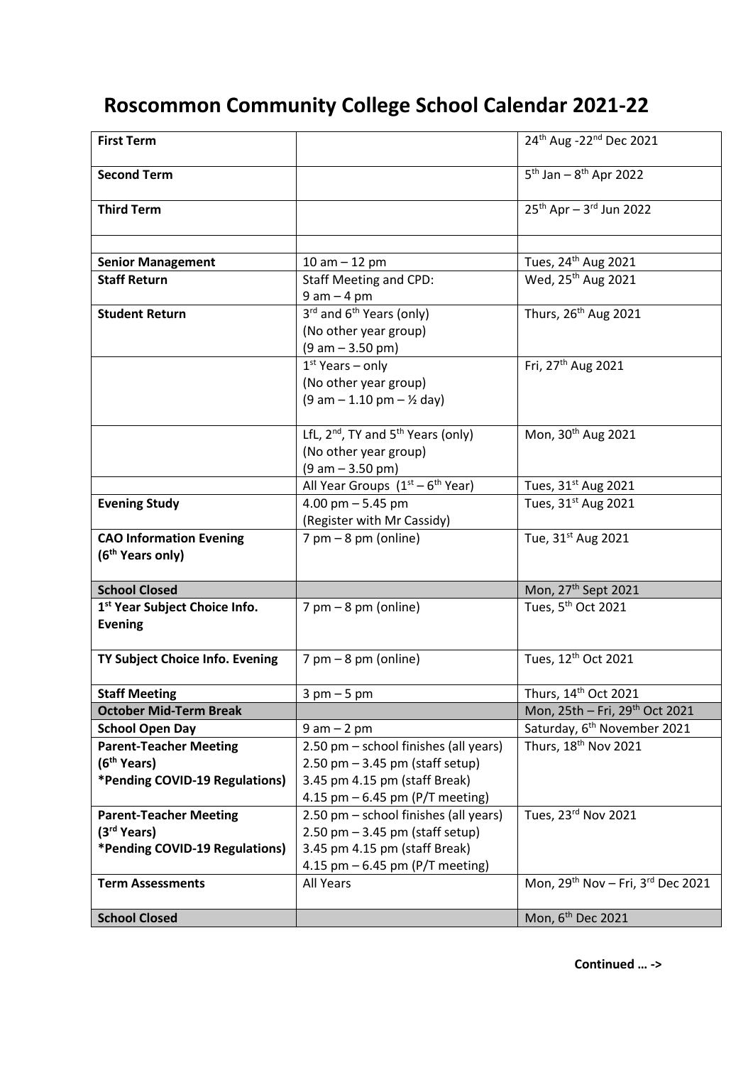# Roscommon Community College School Calendar 2021-22

| | | |
|---|---|---|
| **First Term** | | 24th Aug -22nd Dec 2021 |
| **Second Term** | | 5th Jan – 8th Apr 2022 |
| **Third Term** | | 25th Apr – 3rd Jun 2022 |
| | | |
| **Senior Management** | 10 am – 12 pm | Tues, 24th Aug 2021 |
| **Staff Return** | Staff Meeting and CPD: 9 am – 4 pm | Wed, 25th Aug 2021 |
| **Student Return** | 3rd and 6th Years (only) (No other year group) (9 am – 3.50 pm) | Thurs, 26th Aug 2021 |
| | 1st Years – only (No other year group) (9 am – 1.10 pm – ½ day) | Fri, 27th Aug 2021 |
| | LfL, 2nd, TY and 5th Years (only) (No other year group) (9 am – 3.50 pm) | Mon, 30th Aug 2021 |
| | All Year Groups (1st – 6th Year) | Tues, 31st Aug 2021 |
| **Evening Study** | 4.00 pm – 5.45 pm (Register with Mr Cassidy) | Tues, 31st Aug 2021 |
| **CAO Information Evening (6th Years only)** | 7 pm – 8 pm (online) | Tue, 31st Aug 2021 |
| **School Closed** | | Mon, 27th Sept 2021 |
| **1st Year Subject Choice Info. Evening** | 7 pm – 8 pm (online) | Tues, 5th Oct 2021 |
| **TY Subject Choice Info. Evening** | 7 pm – 8 pm (online) | Tues, 12th Oct 2021 |
| **Staff Meeting** | 3 pm – 5 pm | Thurs, 14th Oct 2021 |
| **October Mid-Term Break** | | Mon, 25th – Fri, 29th Oct 2021 |
| **School Open Day** | 9 am – 2 pm | Saturday, 6th November 2021 |
| **Parent-Teacher Meeting (6th Years) *Pending COVID-19 Regulations)** | 2.50 pm – school finishes (all years) 2.50 pm – 3.45 pm (staff setup) 3.45 pm 4.15 pm (staff Break) 4.15 pm – 6.45 pm (P/T meeting) | Thurs, 18th Nov 2021 |
| **Parent-Teacher Meeting (3rd Years) *Pending COVID-19 Regulations)** | 2.50 pm – school finishes (all years) 2.50 pm – 3.45 pm (staff setup) 3.45 pm 4.15 pm (staff Break) 4.15 pm – 6.45 pm (P/T meeting) | Tues, 23rd Nov 2021 |
| **Term Assessments** | All Years | Mon, 29th Nov – Fri, 3rd Dec 2021 |
| **School Closed** | | Mon, 6th Dec 2021 |

**Continued … ->**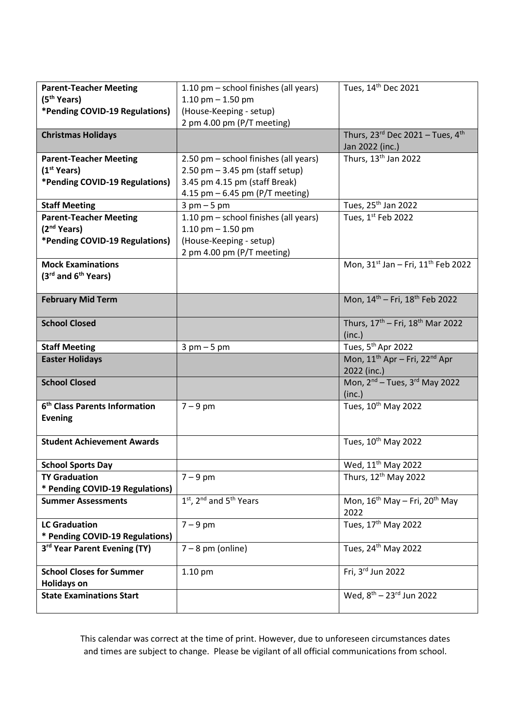| | | |
|---|---|---|
| **Parent-Teacher Meeting (5th Years) \*Pending COVID-19 Regulations)** | 1.10 pm – school finishes (all years)<br>1.10 pm – 1.50 pm<br>(House-Keeping - setup)<br>2 pm 4.00 pm (P/T meeting) | Tues, 14th Dec 2021 |
| **Christmas Holidays** | | Thurs, 23rd Dec 2021 – Tues, 4th Jan 2022 (inc.) |
| **Parent-Teacher Meeting (1st Years) \*Pending COVID-19 Regulations)** | 2.50 pm – school finishes (all years)<br>2.50 pm – 3.45 pm (staff setup)<br>3.45 pm 4.15 pm (staff Break)<br>4.15 pm – 6.45 pm (P/T meeting) | Thurs, 13th Jan 2022 |
| **Staff Meeting** | 3 pm – 5 pm | Tues, 25th Jan 2022 |
| **Parent-Teacher Meeting (2nd Years) \*Pending COVID-19 Regulations)** | 1.10 pm – school finishes (all years)<br>1.10 pm – 1.50 pm<br>(House-Keeping - setup)<br>2 pm 4.00 pm (P/T meeting) | Tues, 1st Feb 2022 |
| **Mock Examinations (3rd and 6th Years)** | | Mon, 31st Jan – Fri, 11th Feb 2022 |
| **February Mid Term** | | Mon, 14th – Fri, 18th Feb 2022 |
| **School Closed** | | Thurs, 17th – Fri, 18th Mar 2022 (inc.) |
| **Staff Meeting** | 3 pm – 5 pm | Tues, 5th Apr 2022 |
| **Easter Holidays** | | Mon, 11th Apr – Fri, 22nd Apr 2022 (inc.) |
| **School Closed** | | Mon, 2nd – Tues, 3rd May 2022 (inc.) |
| **6th Class Parents Information Evening** | 7 – 9 pm | Tues, 10th May 2022 |
| **Student Achievement Awards** | | Tues, 10th May 2022 |
| **School Sports Day** | | Wed, 11th May 2022 |
| **TY Graduation \* Pending COVID-19 Regulations)** | 7 – 9 pm | Thurs, 12th May 2022 |
| **Summer Assessments** | 1st, 2nd and 5th Years | Mon, 16th May – Fri, 20th May 2022 |
| **LC Graduation \* Pending COVID-19 Regulations)** | 7 – 9 pm | Tues, 17th May 2022 |
| **3rd Year Parent Evening (TY)** | 7 – 8 pm (online) | Tues, 24th May 2022 |
| **School Closes for Summer Holidays on** | 1.10 pm | Fri, 3rd Jun 2022 |
| **State Examinations Start** | | Wed, 8th – 23rd Jun 2022 |

This calendar was correct at the time of print. However, due to unforeseen circumstances dates and times are subject to change. Please be vigilant of all official communications from school.